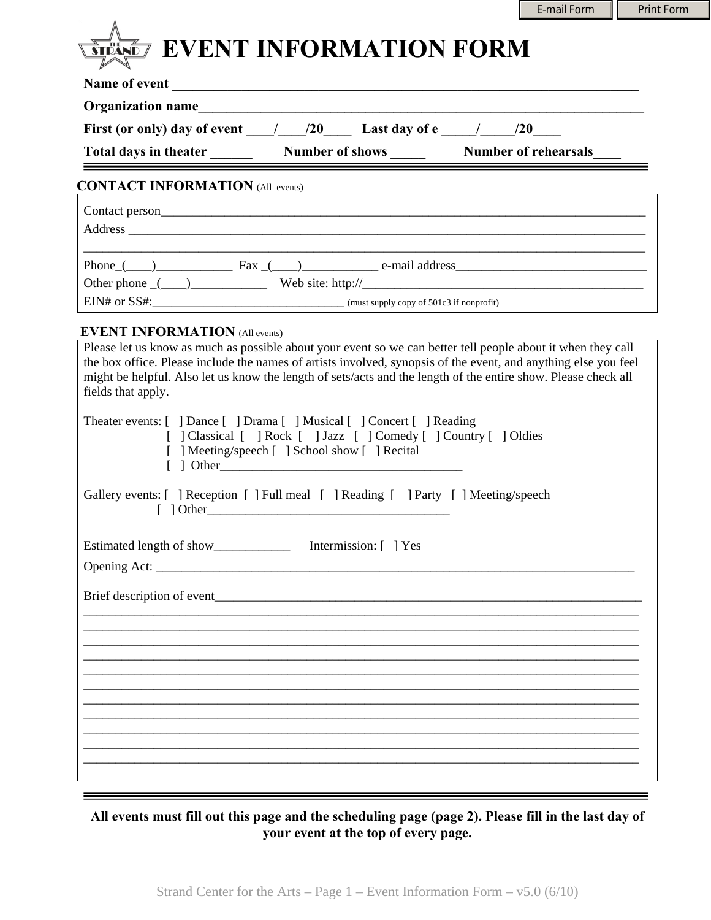E-mail Form | Print Form

# EVENT INFORMATION FORM

**Name of event ______________________________________________________________________**

**Organization name___________________________________________________________________**

**First (or only) day of event ____/____/20____ Last day of e _____/_____/20____**

**Total days in theater ______ Number of shows _____ Number of rehearsals____**

---

## CONTACT INFORMATION (All events)

Contact person_________________________________________________________________________

Address ______________________________________________________________________________

_____________________________________________________________________________________

Phone_(____)____________ Fax _(____)____________ e-mail address______________________________

Other phone _(____)____________ Web site: http://____________________________________________

EIN# or SS#:_______________________________ (must supply copy of 501c3 if nonprofit)

## EVENT INFORMATION (All events)

Please let us know as much as possible about your event so we can better tell people about it when they call the box office. Please include the names of artists involved, synopsis of the event, and anything else you feel might be helpful. Also let us know the length of sets/acts and the length of the entire show. Please check all fields that apply.

Theater events: [ ] Dance [ ] Drama [ ] Musical [ ] Concert [ ] Reading
[ ] Classical [ ] Rock [ ] Jazz [ ] Comedy [ ] Country [ ] Oldies
[ ] Meeting/speech [ ] School show [ ] Recital
[ ] Other_______________________________________

Gallery events: [ ] Reception [ ] Full meal [ ] Reading [ ] Party [ ] Meeting/speech
[ ] Other_______________________________________

Estimated length of show____________ Intermission: [ ] Yes

Opening Act: __________________________________________________________________________

Brief description of event__________________________________________________________________

_____________________________________________________________________________________

_____________________________________________________________________________________

_____________________________________________________________________________________

_____________________________________________________________________________________

_____________________________________________________________________________________

_____________________________________________________________________________________

_____________________________________________________________________________________

_____________________________________________________________________________________

_____________________________________________________________________________________

_____________________________________________________________________________________

_____________________________________________________________________________________

---

**All events must fill out this page and the scheduling page (page 2). Please fill in the last day of your event at the top of every page.**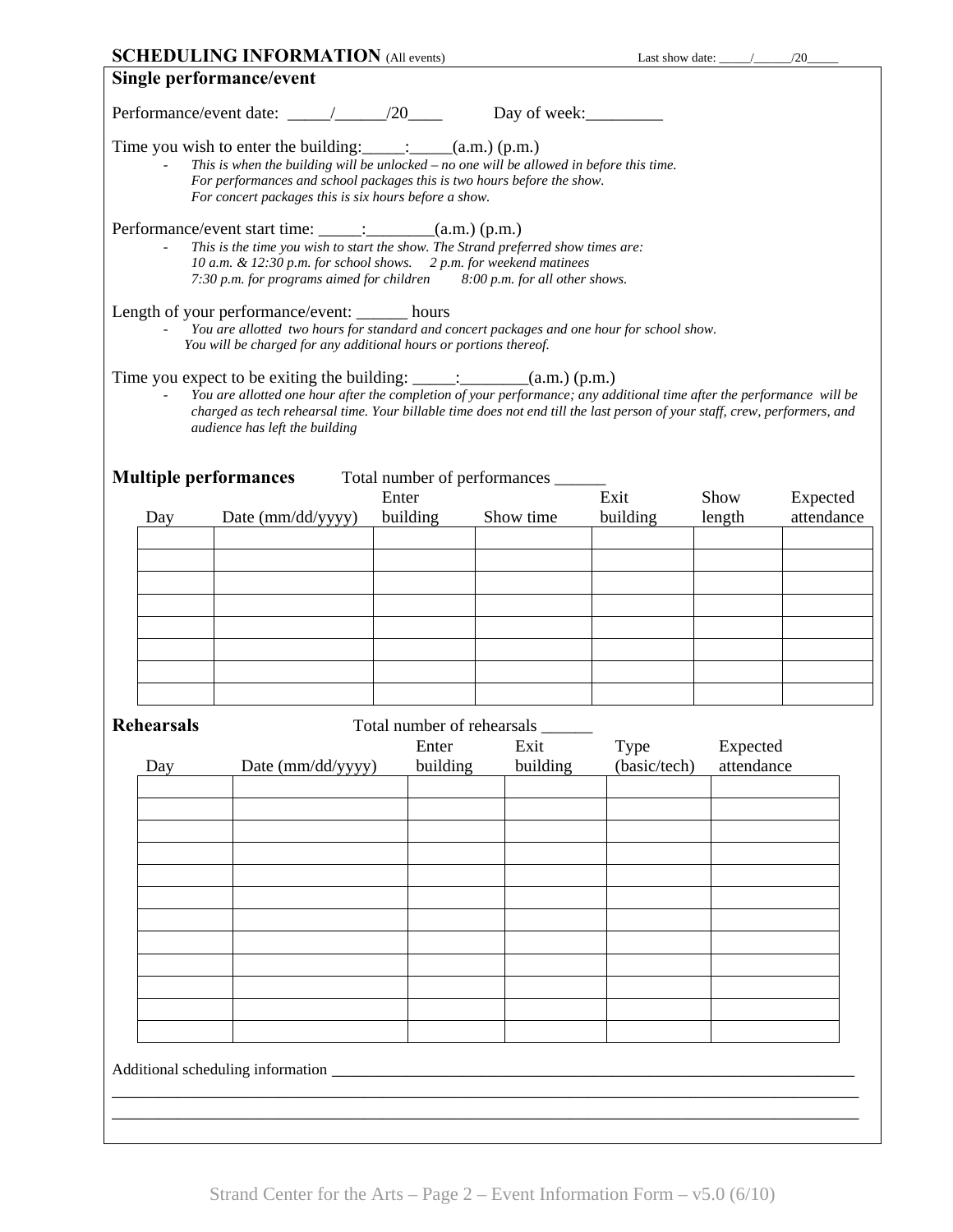## SCHEDULING INFORMATION (All events)

Last show date: _____/______/20_____

### Single performance/event

Performance/event date: _____/______/20____ Day of week:_________

Time you wish to enter the building:_____:_____(a.m.) (p.m.)

- *This is when the building will be unlocked – no one will be allowed in before this time. For performances and school packages this is two hours before the show. For concert packages this is six hours before a show.*

Performance/event start time: _____:________(a.m.) (p.m.)

- *This is the time you wish to start the show. The Strand preferred show times are: 10 a.m. & 12:30 p.m. for school shows. 2 p.m. for weekend matinees 7:30 p.m. for programs aimed for children 8:00 p.m. for all other shows.*

Length of your performance/event: ______ hours

- *You are allotted two hours for standard and concert packages and one hour for school show. You will be charged for any additional hours or portions thereof.*

Time you expect to be exiting the building: _____:________(a.m.) (p.m.)

- *You are allotted one hour after the completion of your performance; any additional time after the performance will be charged as tech rehearsal time. Your billable time does not end till the last person of your staff, crew, performers, and audience has left the building*

### Multiple performances

Total number of performances ______

| Day | Date (mm/dd/yyyy) | Enter building | Show time | Exit building | Show length | Expected attendance |
|---|---|---|---|---|---|---|
| | | | | | | |
| | | | | | | |
| | | | | | | |
| | | | | | | |
| | | | | | | |
| | | | | | | |
| | | | | | | |
| | | | | | | |

### Rehearsals

Total number of rehearsals ______

| Day | Date (mm/dd/yyyy) | Enter building | Exit building | Type (basic/tech) | Expected attendance |
|---|---|---|---|---|---|
| | | | | | |
| | | | | | |
| | | | | | |
| | | | | | |
| | | | | | |
| | | | | | |
| | | | | | |
| | | | | | |
| | | | | | |
| | | | | | |
| | | | | | |
| | | | | | |

Additional scheduling information ____________________________________________________________________

______________________________________________________________________________________________

______________________________________________________________________________________________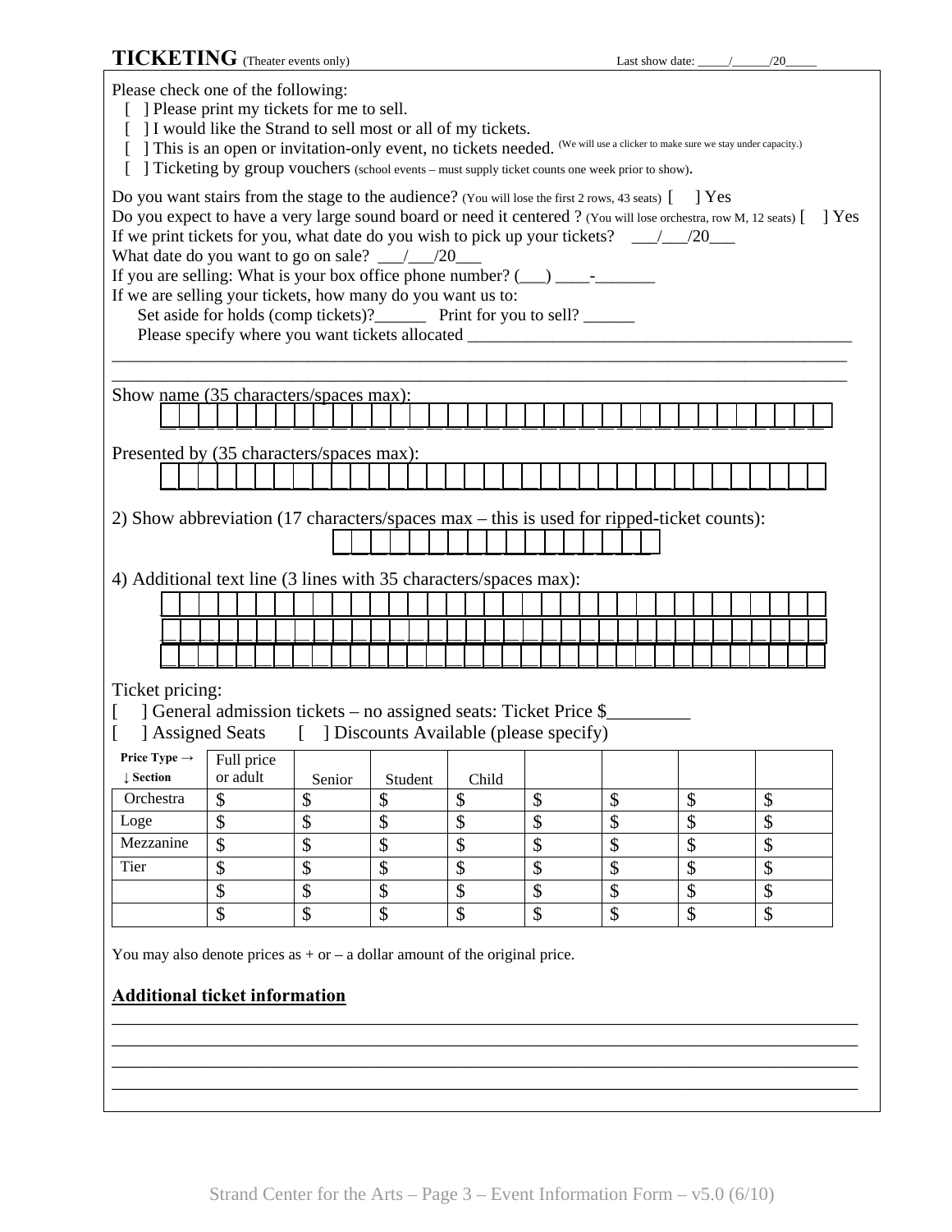**TICKETING** (Theater events only) Last show date: _____/______/20_____

Please check one of the following:

[ ] Please print my tickets for me to sell.
[ ] I would like the Strand to sell most or all of my tickets.
[ ] This is an open or invitation-only event, no tickets needed. (We will use a clicker to make sure we stay under capacity.)
[ ] Ticketing by group vouchers (school events – must supply ticket counts one week prior to show).

Do you want stairs from the stage to the audience? (You will lose the first 2 rows, 43 seats) [ ] Yes
Do you expect to have a very large sound board or need it centered ? (You will lose orchestra, row M, 12 seats) [ ] Yes
If we print tickets for you, what date do you wish to pick up your tickets? ___/___/20___
What date do you want to go on sale? ___/___/20___
If you are selling: What is your box office phone number? (___) ____-_______
If we are selling your tickets, how many do you want us to:

Set aside for holds (comp tickets)?______ Print for you to sell? ______
Please specify where you want tickets allocated _____________________________________________
_____________________________________________________________________________________
_____________________________________________________________________________________

Show name (35 characters/spaces max):
|_|_|_|_|_|_|_|_|_|_|_|_|_|_|_|_|_|_|_|_|_|_|_|_|_|_|_|_|_|_|_|_|_|_|_|

Presented by (35 characters/spaces max):
|_|_|_|_|_|_|_|_|_|_|_|_|_|_|_|_|_|_|_|_|_|_|_|_|_|_|_|_|_|_|_|_|_|_|_|

2) Show abbreviation (17 characters/spaces max – this is used for ripped-ticket counts):
|_|_|_|_|_|_|_|_|_|_|_|_|_|_|_|_|_|

4) Additional text line (3 lines with 35 characters/spaces max):
|_|_|_|_|_|_|_|_|_|_|_|_|_|_|_|_|_|_|_|_|_|_|_|_|_|_|_|_|_|_|_|_|_|_|_|
|_|_|_|_|_|_|_|_|_|_|_|_|_|_|_|_|_|_|_|_|_|_|_|_|_|_|_|_|_|_|_|_|_|_|_|
|_|_|_|_|_|_|_|_|_|_|_|_|_|_|_|_|_|_|_|_|_|_|_|_|_|_|_|_|_|_|_|_|_|_|_|

Ticket pricing:

[ ] General admission tickets – no assigned seats: Ticket Price $_________
[ ] Assigned Seats [ ] Discounts Available (please specify)

| Price Type → ↓ Section | Full price or adult | Senior | Student | Child | | | | |
|---|---|---|---|---|---|---|---|---|
| Orchestra | $ | $ | $ | $ | $ | $ | $ | $ |
| Loge | $ | $ | $ | $ | $ | $ | $ | $ |
| Mezzanine | $ | $ | $ | $ | $ | $ | $ | $ |
| Tier | $ | $ | $ | $ | $ | $ | $ | $ |
| | $ | $ | $ | $ | $ | $ | $ | $ |
| | $ | $ | $ | $ | $ | $ | $ | $ |

You may also denote prices as + or – a dollar amount of the original price.

**Additional ticket information**

_____________________________________________________________________________________
_____________________________________________________________________________________
_____________________________________________________________________________________
_____________________________________________________________________________________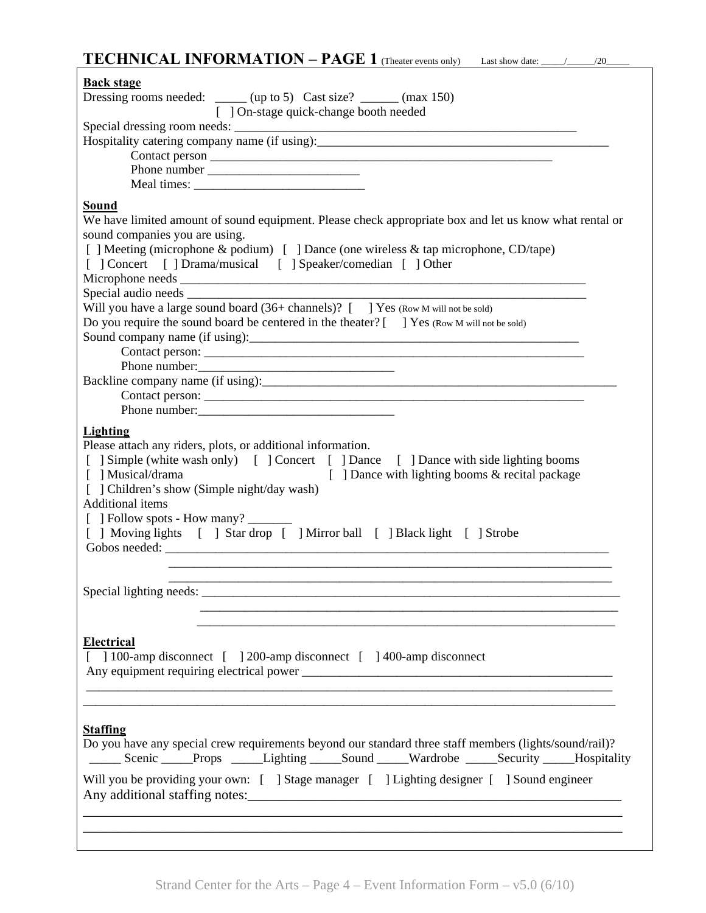# TECHNICAL INFORMATION – PAGE 1 (Theater events only)

Last show date: _____/______/20_____

**Back stage**

Dressing rooms needed: _____ (up to 5) Cast size? ______ (max 150)

[ ] On-stage quick-change booth needed

Special dressing room needs: ________________________________________________________

Hospitality catering company name (if using):_________________________________________________

Contact person ______________________________________________________

Phone number ________________________

Meal times: ___________________________

**Sound**

We have limited amount of sound equipment. Please check appropriate box and let us know what rental or sound companies you are using.

[ ] Meeting (microphone & podium) [ ] Dance (one wireless & tap microphone, CD/tape)
[ ] Concert [ ] Drama/musical [ ] Speaker/comedian [ ] Other

Microphone needs ____________________________________________________________________

Special audio needs __________________________________________________________________

Will you have a large sound board (36+ channels)? [ ] Yes (Row M will not be sold)

Do you require the sound board be centered in the theater? [ ] Yes (Row M will not be sold)

Sound company name (if using):_________________________________________________________

Contact person: ____________________________________________________________

Phone number:_______________________________

Backline company name (if using):_____________________________________________________________

Contact person: ____________________________________________________________

Phone number:_______________________________

**Lighting**

Please attach any riders, plots, or additional information.

[ ] Simple (white wash only) [ ] Concert [ ] Dance [ ] Dance with side lighting booms
[ ] Musical/drama [ ] Dance with lighting booms & recital package
[ ] Children's show (Simple night/day wash)

Additional items

[ ] Follow spots - How many? _______
[ ] Moving lights [ ] Star drop [ ] Mirror ball [ ] Black light [ ] Strobe

Gobos needed: ________________________________________________________________________
________________________________________________________________________
________________________________________________________________________

Special lighting needs: ____________________________________________________________________
____________________________________________________________________
____________________________________________________________________

**Electrical**

[ ] 100-amp disconnect [ ] 200-amp disconnect [ ] 400-amp disconnect

Any equipment requiring electrical power ___________________________________________________
________________________________________________________________________________
________________________________________________________________________________

**Staffing**

Do you have any special crew requirements beyond our standard three staff members (lights/sound/rail)?

_____ Scenic _____Props _____Lighting _____Sound _____Wardrobe _____Security _____Hospitality

Will you be providing your own: [ ] Stage manager [ ] Lighting designer [ ] Sound engineer

Any additional staffing notes:_________________________________________________________
________________________________________________________________________________
________________________________________________________________________________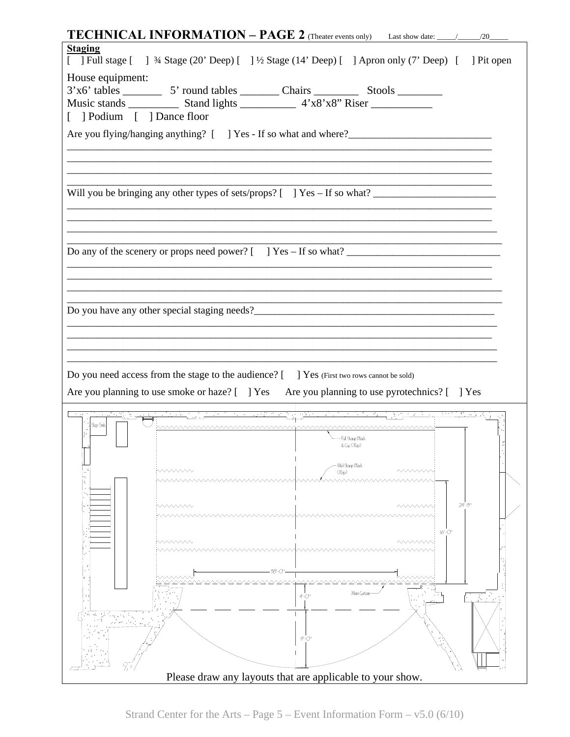## TECHNICAL INFORMATION – PAGE 2 (Theater events only) Last show date: _____/______/20_____

**Staging**

[ ] Full stage [ ] ¾ Stage (20' Deep) [ ] ½ Stage (14' Deep) [ ] Apron only (7' Deep) [ ] Pit open

House equipment:

3'x6' tables _______ 5' round tables _______ Chairs ________ Stools ________

Music stands _________ Stand lights __________ 4'x8'x8" Riser ___________

[ ] Podium [ ] Dance floor

Are you flying/hanging anything? [ ] Yes - If so what and where?____________________________

_____________________________________________________________________________________

_____________________________________________________________________________________

_____________________________________________________________________________________

_____________________________________________________________________________________

Will you be bringing any other types of sets/props? [ ] Yes – If so what? ________________________

_____________________________________________________________________________________

_____________________________________________________________________________________

_____________________________________________________________________________________

_____________________________________________________________________________________

Do any of the scenery or props need power? [ ] Yes – If so what? _______________________________

_____________________________________________________________________________________

_____________________________________________________________________________________

_____________________________________________________________________________________

_____________________________________________________________________________________

Do you have any other special staging needs?______________________________________________

_____________________________________________________________________________________

_____________________________________________________________________________________

_____________________________________________________________________________________

_____________________________________________________________________________________

Do you need access from the stage to the audience? [ ] Yes (First two rows cannot be sold)

Are you planning to use smoke or haze? [ ] Yes Are you planning to use pyrotechnics? [ ] Yes

Shop Sink

Full Stage Black & Cyc (Rep)

Mid Stage Black (Rep)

24'-3"

16'-0"

38'-0"

Main Curtain

4'-0"

9'-0"

Please draw any layouts that are applicable to your show.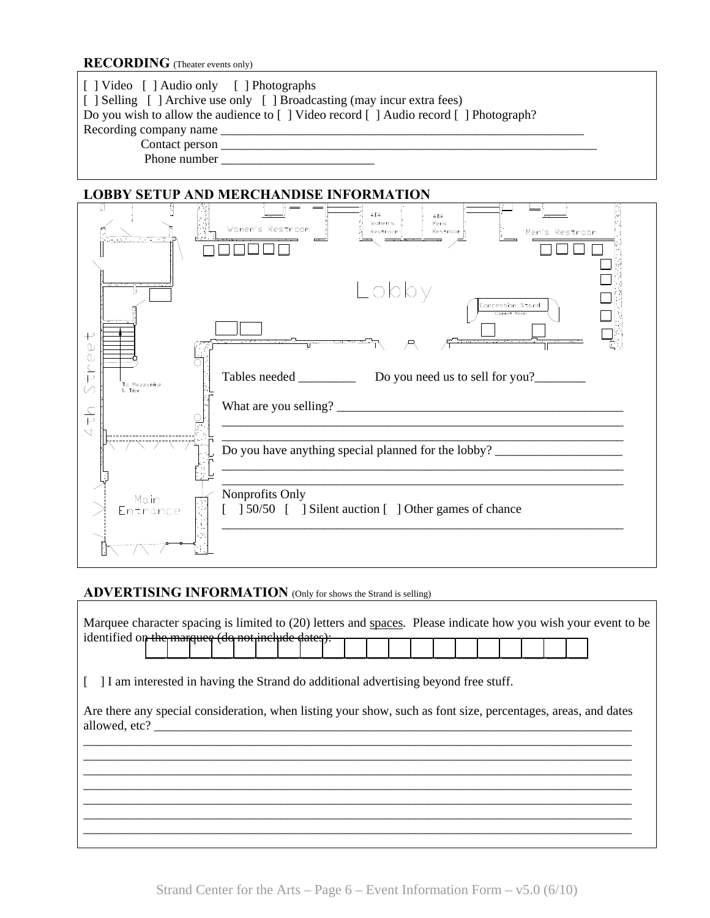## RECORDING (Theater events only)

[ ] Video [ ] Audio only [ ] Photographs
[ ] Selling [ ] Archive use only [ ] Broadcasting (may incur extra fees)
Do you wish to allow the audience to [ ] Video record [ ] Audio record [ ] Photograph?
Recording company name ___________________________________________________________
Contact person ______________________________________________________________
Phone number ________________________

## LOBBY SETUP AND MERCHANDISE INFORMATION

Women's Restroom
ADA Women's Restroom
ADA Mens Restroom
Men's Restroom
Lobby
Concession Stand (Cannot Move)
4th Street
To Mezzanine & Tier
Main Entrance

Tables needed _________ Do you need us to sell for you?________

What are you selling? _______________________________________________
_______________________________________________________________
_______________________________________________________________

Do you have anything special planned for the lobby? ____________________
_______________________________________________________________
_______________________________________________________________

Nonprofits Only
[ ] 50/50 [ ] Silent auction [ ] Other games of chance
_______________________________________________________________

## ADVERTISING INFORMATION (Only for shows the Strand is selling)

Marquee character spacing is limited to (20) letters and spaces. Please indicate how you wish your event to be identified on the marquee (do not include dates):

| | | | | | | | | | | | | | | | | | | | |
|---|---|---|---|---|---|---|---|---|---|---|---|---|---|---|---|---|---|---|---|
| | | | | | | | | | | | | | | | | | | | |

[ ] I am interested in having the Strand do additional advertising beyond free stuff.

Are there any special consideration, when listing your show, such as font size, percentages, areas, and dates allowed, etc? ________________________________________________________________________
________________________________________________________________________________
________________________________________________________________________________
________________________________________________________________________________
________________________________________________________________________________
________________________________________________________________________________
________________________________________________________________________________
________________________________________________________________________________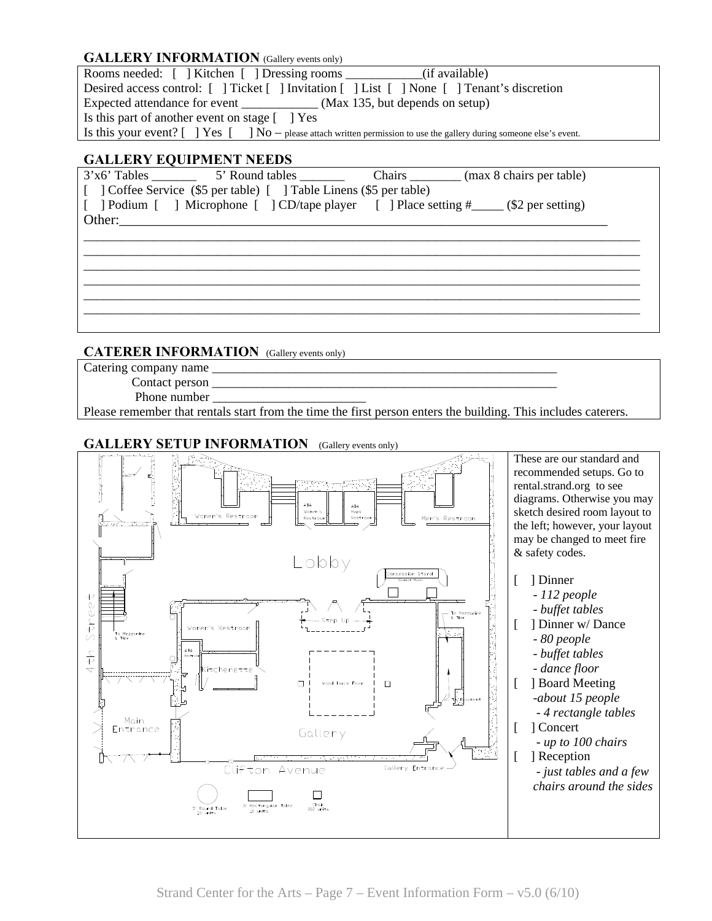## GALLERY INFORMATION (Gallery events only)

Rooms needed: [ ] Kitchen [ ] Dressing rooms ____________(if available)
Desired access control: [ ] Ticket [ ] Invitation [ ] List [ ] None [ ] Tenant's discretion
Expected attendance for event ____________ (Max 135, but depends on setup)
Is this part of another event on stage [ ] Yes
Is this your event? [ ] Yes [ ] No – please attach written permission to use the gallery during someone else's event.

## GALLERY EQUIPMENT NEEDS

3'x6' Tables _______ 5' Round tables _______ Chairs ________ (max 8 chairs per table)
[ ] Coffee Service ($5 per table) [ ] Table Linens ($5 per table)
[ ] Podium [ ] Microphone [ ] CD/tape player [ ] Place setting #_____ ($2 per setting)
Other:_____________________________________________________________________________
_________________________________________________________________________________
_________________________________________________________________________________
_________________________________________________________________________________
_________________________________________________________________________________
_________________________________________________________________________________
_________________________________________________________________________________

## CATERER INFORMATION (Gallery events only)

Catering company name _______________________________________________________
Contact person _______________________________________________________
Phone number ________________________
Please remember that rentals start from the time the first person enters the building. This includes caterers.

## GALLERY SETUP INFORMATION (Gallery events only)

Women's Restroom
ADA Women's Restroom
ADA Men's Restroom
Men's Restroom
Lobby
Concession Stand
4th Street
To Mezzanine & Tier
Women's Restroom
ADA Restroom
Step Up
To Mezzanine & Tier
Kitchenette
Wood Dance Floor
To Basement
Main Entrance
Gallery
Clifton Avenue
Gallery Entrance
5' Round Table
6' Rectangular Table
Chair

These are our standard and recommended setups. Go to rental.strand.org to see diagrams. Otherwise you may sketch desired room layout to the left; however, your layout may be changed to meet fire & safety codes.

[ ] Dinner
- *112 people*
- *buffet tables*

[ ] Dinner w/ Dance
- *80 people*
- *buffet tables*
- *dance floor*

[ ] Board Meeting
- *about 15 people*
- *4 rectangle tables*

[ ] Concert
- *up to 100 chairs*

[ ] Reception
- *just tables and a few chairs around the sides*